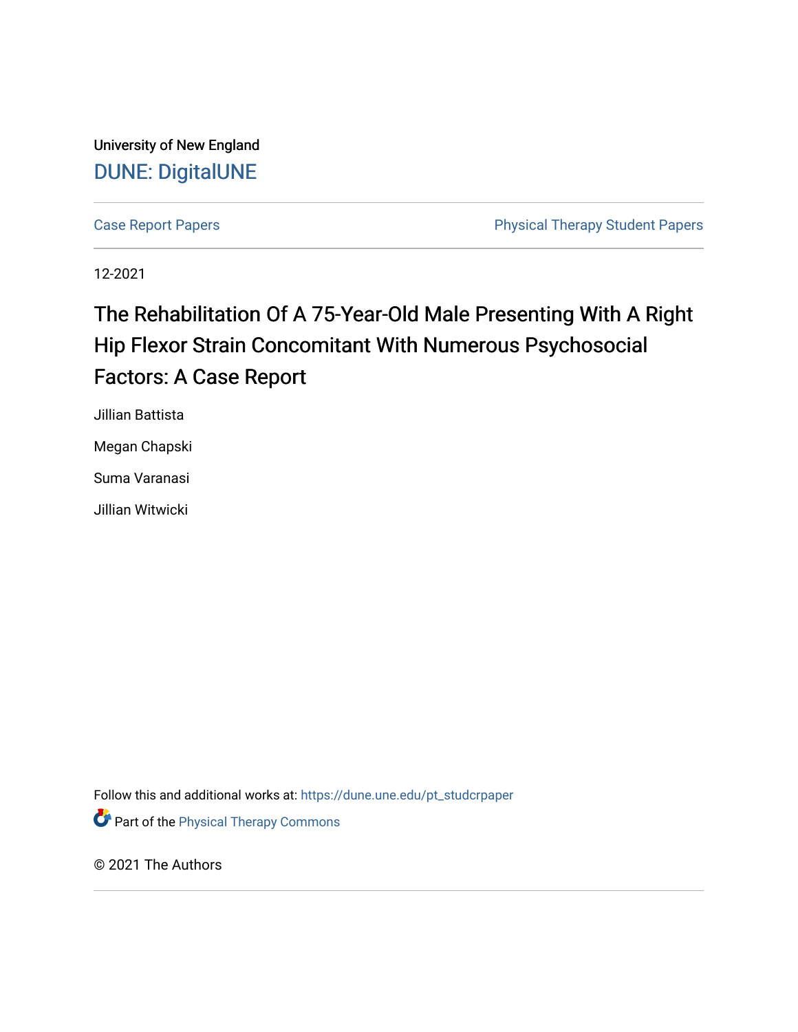University of New England

DUNE: DigitalUNE

Case Report Papers | Physical Therapy Student Papers

12-2021

# The Rehabilitation Of A 75-Year-Old Male Presenting With A Right Hip Flexor Strain Concomitant With Numerous Psychosocial Factors: A Case Report

Jillian Battista

Megan Chapski

Suma Varanasi

Jillian Witwicki

Follow this and additional works at: https://dune.une.edu/pt_studcrpaper

Part of the Physical Therapy Commons

© 2021 The Authors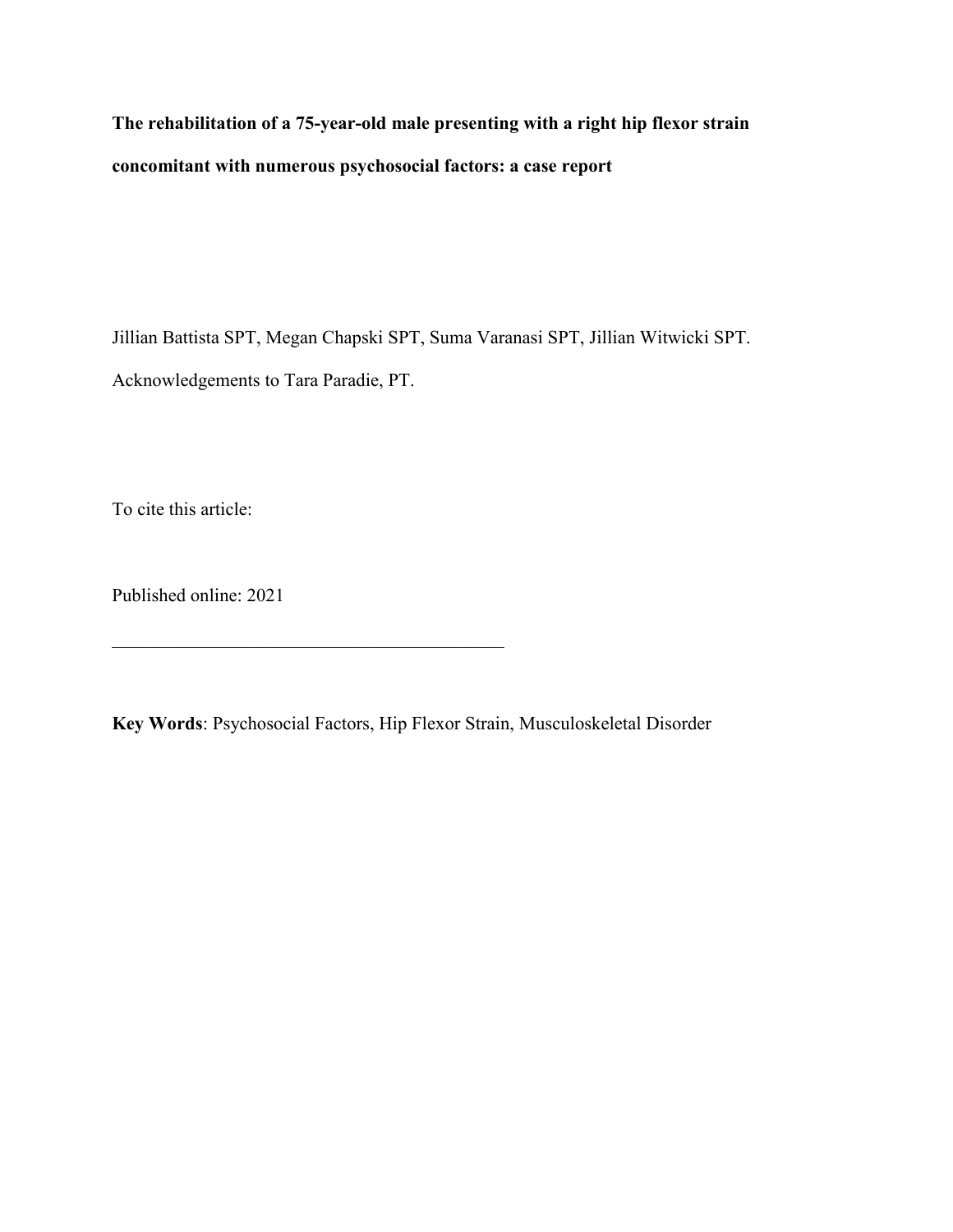**The rehabilitation of a 75-year-old male presenting with a right hip flexor strain concomitant with numerous psychosocial factors: a case report**

Jillian Battista SPT, Megan Chapski SPT, Suma Varanasi SPT, Jillian Witwicki SPT.

Acknowledgements to Tara Paradie, PT.

To cite this article:

Published online: 2021

---

**Key Words**: Psychosocial Factors, Hip Flexor Strain, Musculoskeletal Disorder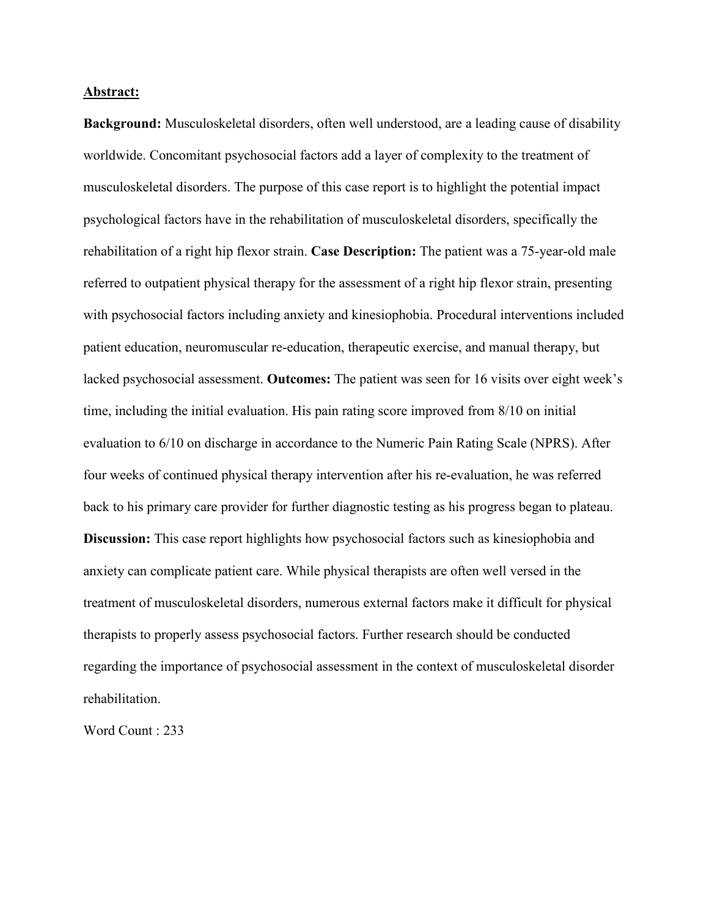**Abstract:**

**Background:** Musculoskeletal disorders, often well understood, are a leading cause of disability worldwide. Concomitant psychosocial factors add a layer of complexity to the treatment of musculoskeletal disorders. The purpose of this case report is to highlight the potential impact psychological factors have in the rehabilitation of musculoskeletal disorders, specifically the rehabilitation of a right hip flexor strain. **Case Description:** The patient was a 75-year-old male referred to outpatient physical therapy for the assessment of a right hip flexor strain, presenting with psychosocial factors including anxiety and kinesiophobia. Procedural interventions included patient education, neuromuscular re-education, therapeutic exercise, and manual therapy, but lacked psychosocial assessment. **Outcomes:** The patient was seen for 16 visits over eight week's time, including the initial evaluation. His pain rating score improved from 8/10 on initial evaluation to 6/10 on discharge in accordance to the Numeric Pain Rating Scale (NPRS). After four weeks of continued physical therapy intervention after his re-evaluation, he was referred back to his primary care provider for further diagnostic testing as his progress began to plateau. **Discussion:** This case report highlights how psychosocial factors such as kinesiophobia and anxiety can complicate patient care. While physical therapists are often well versed in the treatment of musculoskeletal disorders, numerous external factors make it difficult for physical therapists to properly assess psychosocial factors. Further research should be conducted regarding the importance of psychosocial assessment in the context of musculoskeletal disorder rehabilitation.

Word Count : 233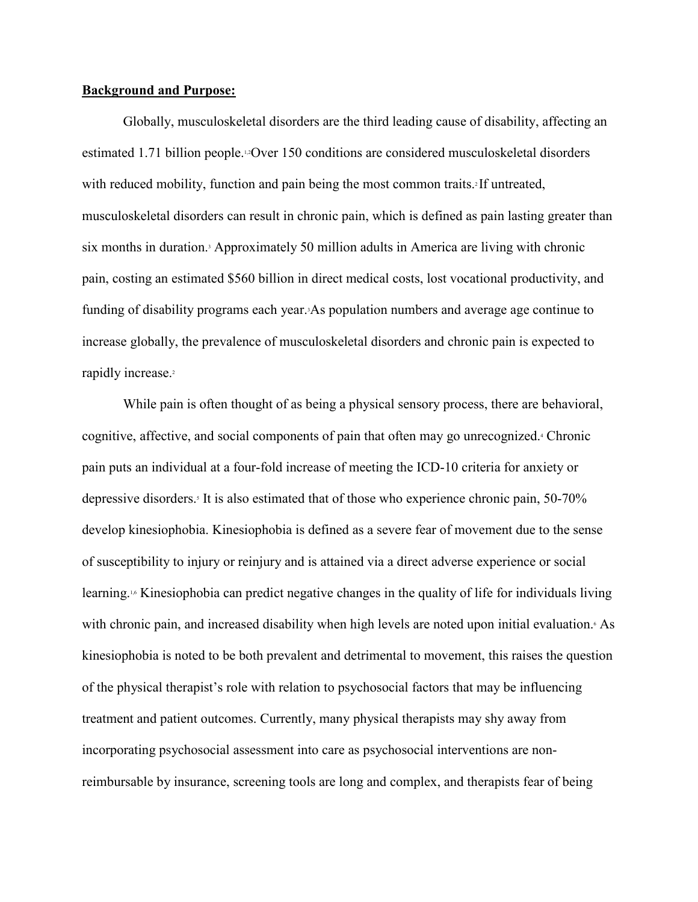**Background and Purpose:**

Globally, musculoskeletal disorders are the third leading cause of disability, affecting an estimated 1.71 billion people.[1,2] Over 150 conditions are considered musculoskeletal disorders with reduced mobility, function and pain being the most common traits.[2] If untreated, musculoskeletal disorders can result in chronic pain, which is defined as pain lasting greater than six months in duration.[3] Approximately 50 million adults in America are living with chronic pain, costing an estimated $560 billion in direct medical costs, lost vocational productivity, and funding of disability programs each year.[3] As population numbers and average age continue to increase globally, the prevalence of musculoskeletal disorders and chronic pain is expected to rapidly increase.[2]

While pain is often thought of as being a physical sensory process, there are behavioral, cognitive, affective, and social components of pain that often may go unrecognized.[4] Chronic pain puts an individual at a four-fold increase of meeting the ICD-10 criteria for anxiety or depressive disorders.[5] It is also estimated that of those who experience chronic pain, 50-70% develop kinesiophobia. Kinesiophobia is defined as a severe fear of movement due to the sense of susceptibility to injury or reinjury and is attained via a direct adverse experience or social learning.[1,6] Kinesiophobia can predict negative changes in the quality of life for individuals living with chronic pain, and increased disability when high levels are noted upon initial evaluation.[6] As kinesiophobia is noted to be both prevalent and detrimental to movement, this raises the question of the physical therapist's role with relation to psychosocial factors that may be influencing treatment and patient outcomes. Currently, many physical therapists may shy away from incorporating psychosocial assessment into care as psychosocial interventions are non-reimbursable by insurance, screening tools are long and complex, and therapists fear of being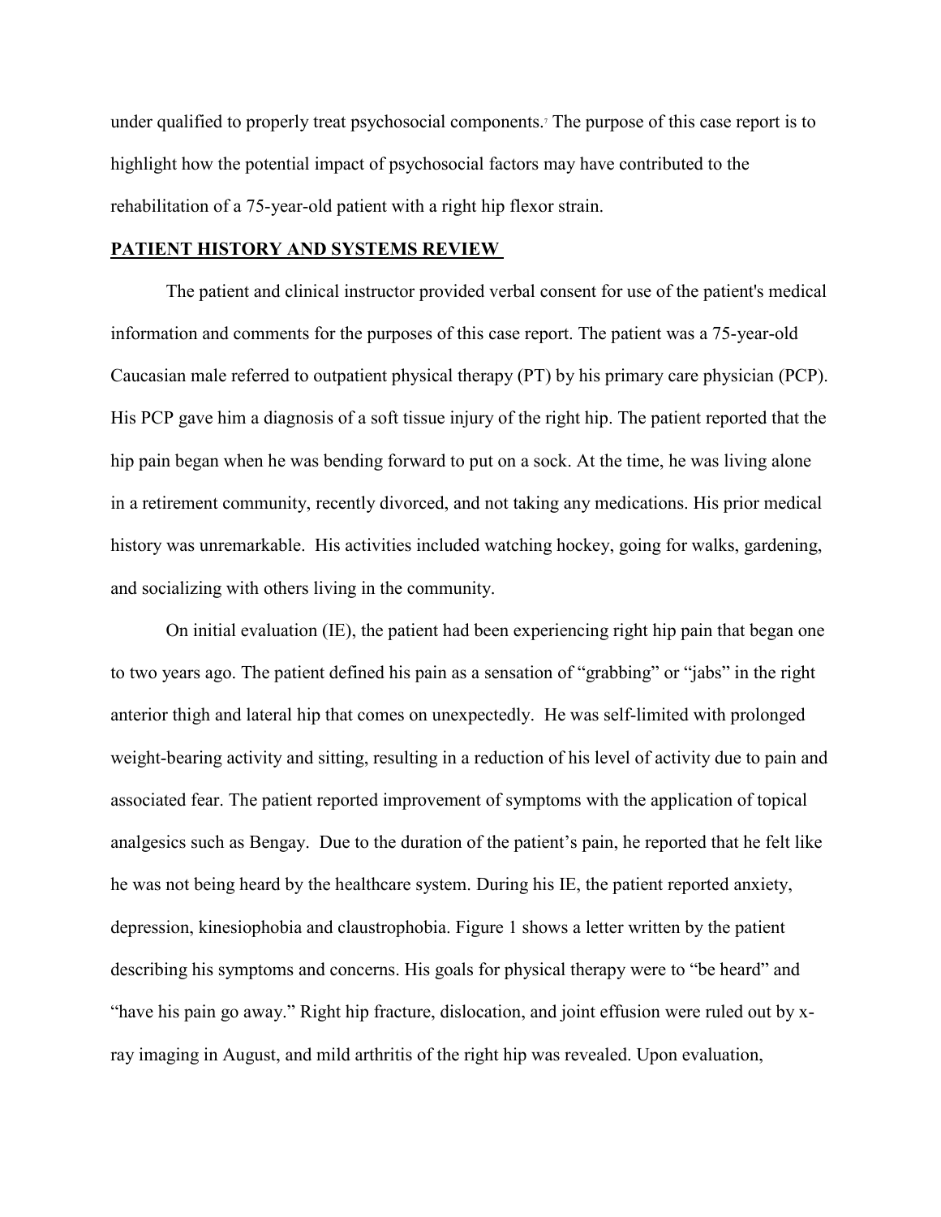under qualified to properly treat psychosocial components.[7] The purpose of this case report is to highlight how the potential impact of psychosocial factors may have contributed to the rehabilitation of a 75-year-old patient with a right hip flexor strain.

## PATIENT HISTORY AND SYSTEMS REVIEW

The patient and clinical instructor provided verbal consent for use of the patient's medical information and comments for the purposes of this case report. The patient was a 75-year-old Caucasian male referred to outpatient physical therapy (PT) by his primary care physician (PCP). His PCP gave him a diagnosis of a soft tissue injury of the right hip. The patient reported that the hip pain began when he was bending forward to put on a sock. At the time, he was living alone in a retirement community, recently divorced, and not taking any medications. His prior medical history was unremarkable. His activities included watching hockey, going for walks, gardening, and socializing with others living in the community.

On initial evaluation (IE), the patient had been experiencing right hip pain that began one to two years ago. The patient defined his pain as a sensation of "grabbing" or "jabs" in the right anterior thigh and lateral hip that comes on unexpectedly. He was self-limited with prolonged weight-bearing activity and sitting, resulting in a reduction of his level of activity due to pain and associated fear. The patient reported improvement of symptoms with the application of topical analgesics such as Bengay. Due to the duration of the patient's pain, he reported that he felt like he was not being heard by the healthcare system. During his IE, the patient reported anxiety, depression, kinesiophobia and claustrophobia. Figure 1 shows a letter written by the patient describing his symptoms and concerns. His goals for physical therapy were to "be heard" and "have his pain go away." Right hip fracture, dislocation, and joint effusion were ruled out by x-ray imaging in August, and mild arthritis of the right hip was revealed. Upon evaluation,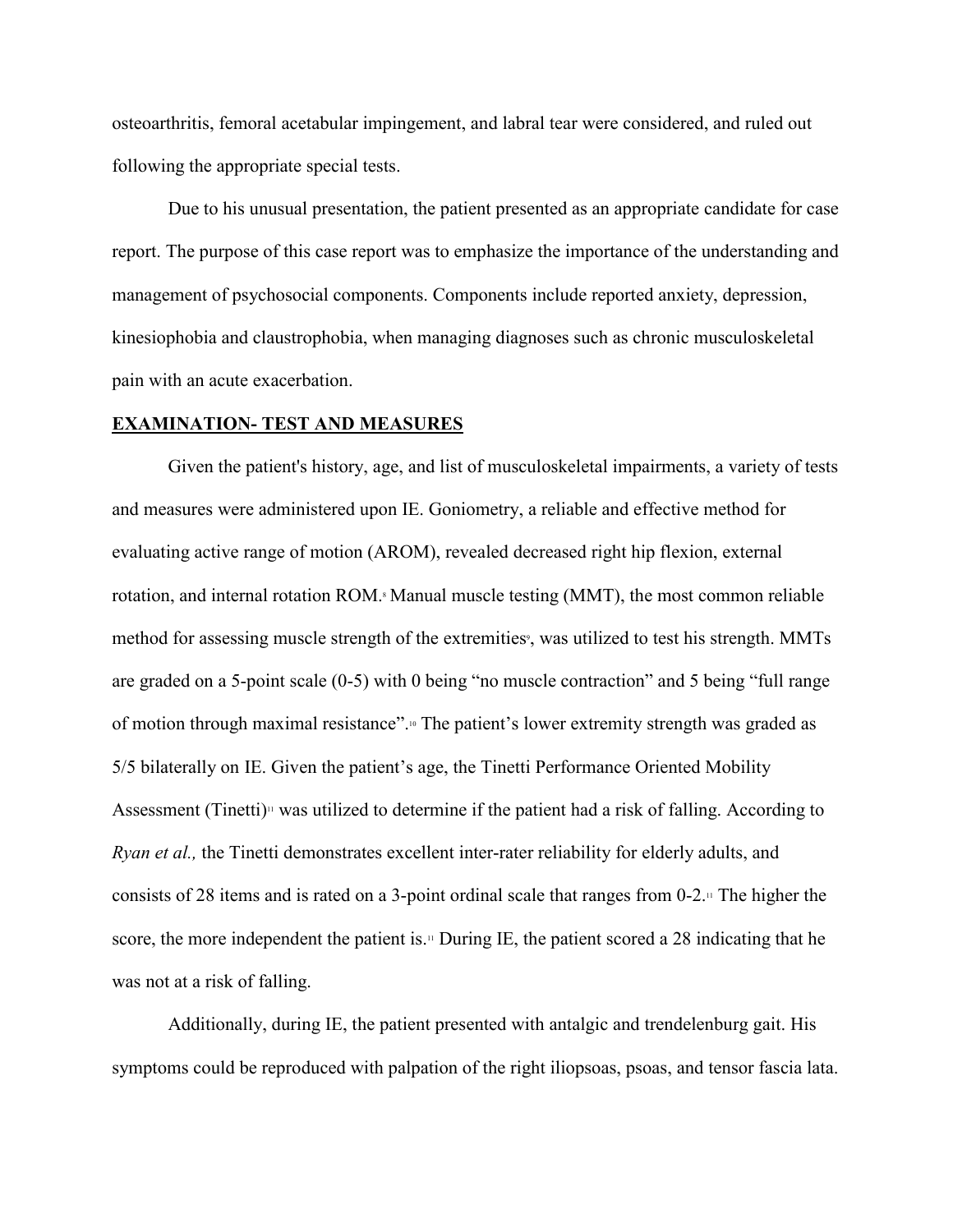osteoarthritis, femoral acetabular impingement, and labral tear were considered, and ruled out following the appropriate special tests.

Due to his unusual presentation, the patient presented as an appropriate candidate for case report. The purpose of this case report was to emphasize the importance of the understanding and management of psychosocial components. Components include reported anxiety, depression, kinesiophobia and claustrophobia, when managing diagnoses such as chronic musculoskeletal pain with an acute exacerbation.

## EXAMINATION- TEST AND MEASURES

Given the patient's history, age, and list of musculoskeletal impairments, a variety of tests and measures were administered upon IE. Goniometry, a reliable and effective method for evaluating active range of motion (AROM), revealed decreased right hip flexion, external rotation, and internal rotation ROM.[8] Manual muscle testing (MMT), the most common reliable method for assessing muscle strength of the extremities[9], was utilized to test his strength. MMTs are graded on a 5-point scale (0-5) with 0 being "no muscle contraction" and 5 being "full range of motion through maximal resistance".[10] The patient's lower extremity strength was graded as 5/5 bilaterally on IE. Given the patient's age, the Tinetti Performance Oriented Mobility Assessment (Tinetti)[11] was utilized to determine if the patient had a risk of falling. According to *Ryan et al.,* the Tinetti demonstrates excellent inter-rater reliability for elderly adults, and consists of 28 items and is rated on a 3-point ordinal scale that ranges from 0-2.[11] The higher the score, the more independent the patient is.[11] During IE, the patient scored a 28 indicating that he was not at a risk of falling.

Additionally, during IE, the patient presented with antalgic and trendelenburg gait. His symptoms could be reproduced with palpation of the right iliopsoas, psoas, and tensor fascia lata.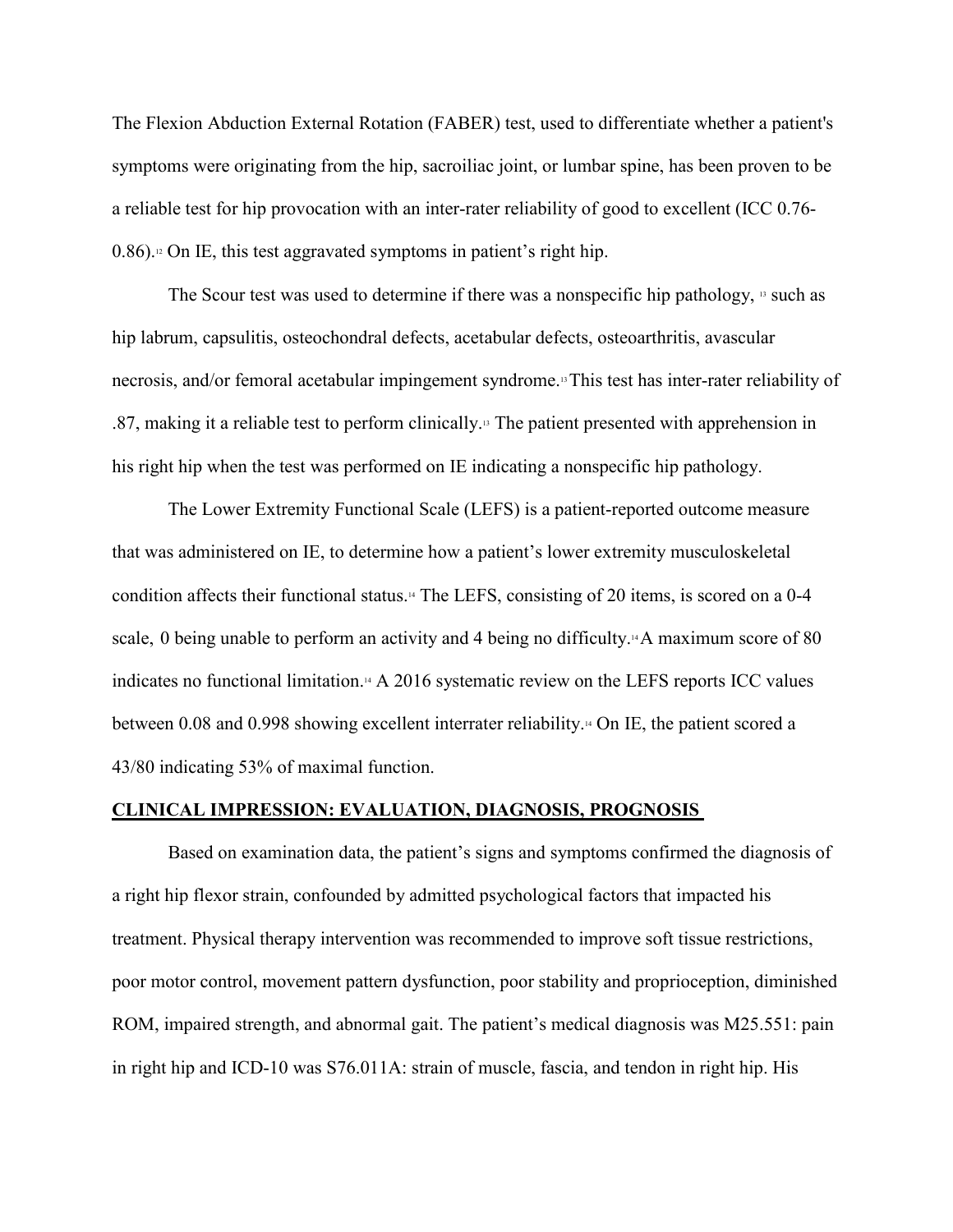The Flexion Abduction External Rotation (FABER) test, used to differentiate whether a patient's symptoms were originating from the hip, sacroiliac joint, or lumbar spine, has been proven to be a reliable test for hip provocation with an inter-rater reliability of good to excellent (ICC 0.76-0.86).[12] On IE, this test aggravated symptoms in patient's right hip.

The Scour test was used to determine if there was a nonspecific hip pathology, [13] such as hip labrum, capsulitis, osteochondral defects, acetabular defects, osteoarthritis, avascular necrosis, and/or femoral acetabular impingement syndrome.[13] This test has inter-rater reliability of .87, making it a reliable test to perform clinically.[13] The patient presented with apprehension in his right hip when the test was performed on IE indicating a nonspecific hip pathology.

The Lower Extremity Functional Scale (LEFS) is a patient-reported outcome measure that was administered on IE, to determine how a patient's lower extremity musculoskeletal condition affects their functional status.[14] The LEFS, consisting of 20 items, is scored on a 0-4 scale, 0 being unable to perform an activity and 4 being no difficulty.[14] A maximum score of 80 indicates no functional limitation.[14] A 2016 systematic review on the LEFS reports ICC values between 0.08 and 0.998 showing excellent interrater reliability.[14] On IE, the patient scored a 43/80 indicating 53% of maximal function.

## CLINICAL IMPRESSION: EVALUATION, DIAGNOSIS, PROGNOSIS

Based on examination data, the patient's signs and symptoms confirmed the diagnosis of a right hip flexor strain, confounded by admitted psychological factors that impacted his treatment. Physical therapy intervention was recommended to improve soft tissue restrictions, poor motor control, movement pattern dysfunction, poor stability and proprioception, diminished ROM, impaired strength, and abnormal gait. The patient's medical diagnosis was M25.551: pain in right hip and ICD-10 was S76.011A: strain of muscle, fascia, and tendon in right hip. His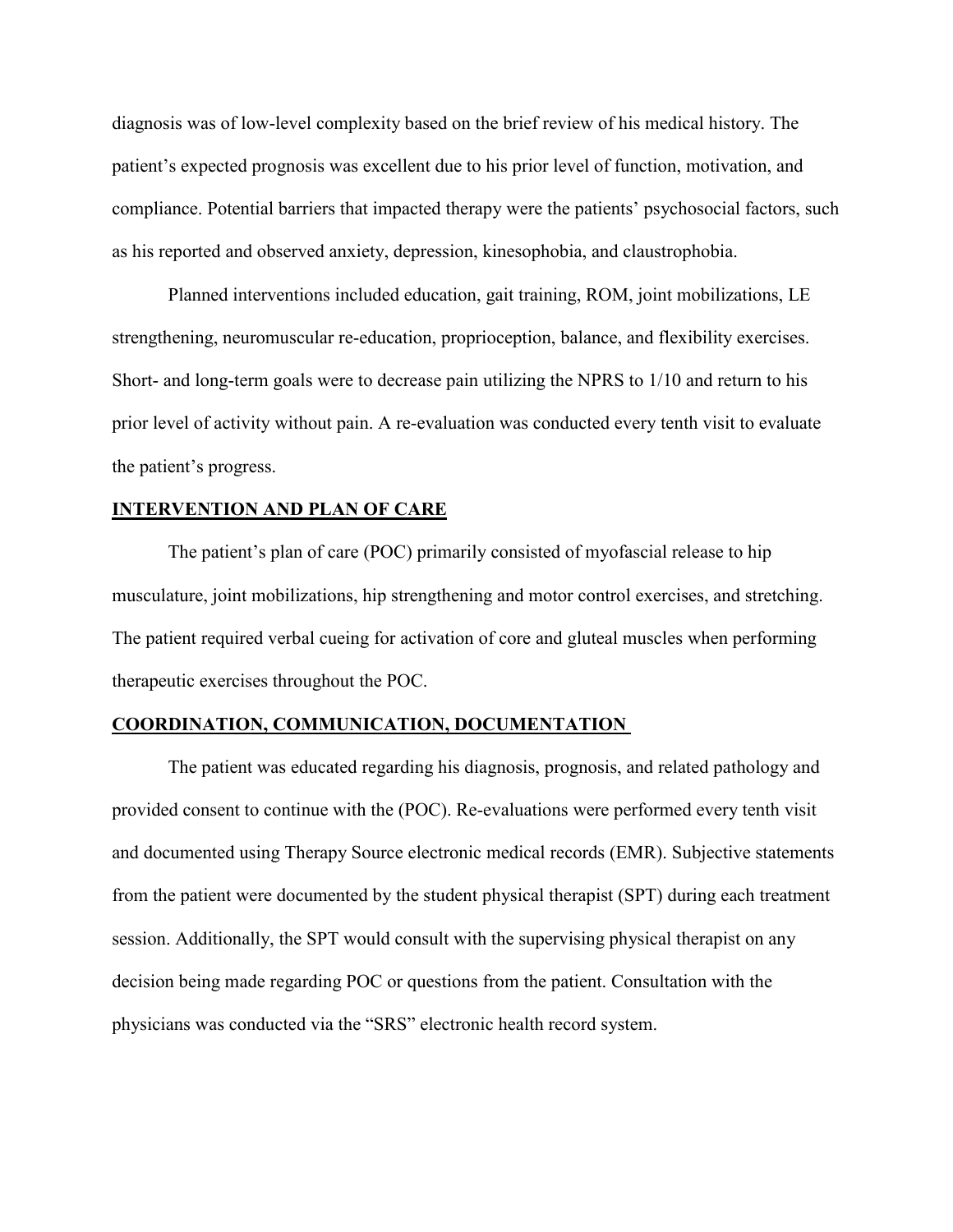diagnosis was of low-level complexity based on the brief review of his medical history. The patient's expected prognosis was excellent due to his prior level of function, motivation, and compliance. Potential barriers that impacted therapy were the patients' psychosocial factors, such as his reported and observed anxiety, depression, kinesophobia, and claustrophobia.

Planned interventions included education, gait training, ROM, joint mobilizations, LE strengthening, neuromuscular re-education, proprioception, balance, and flexibility exercises. Short- and long-term goals were to decrease pain utilizing the NPRS to 1/10 and return to his prior level of activity without pain. A re-evaluation was conducted every tenth visit to evaluate the patient's progress.

## INTERVENTION AND PLAN OF CARE

The patient's plan of care (POC) primarily consisted of myofascial release to hip musculature, joint mobilizations, hip strengthening and motor control exercises, and stretching. The patient required verbal cueing for activation of core and gluteal muscles when performing therapeutic exercises throughout the POC.

## COORDINATION, COMMUNICATION, DOCUMENTATION

The patient was educated regarding his diagnosis, prognosis, and related pathology and provided consent to continue with the (POC). Re-evaluations were performed every tenth visit and documented using Therapy Source electronic medical records (EMR). Subjective statements from the patient were documented by the student physical therapist (SPT) during each treatment session. Additionally, the SPT would consult with the supervising physical therapist on any decision being made regarding POC or questions from the patient. Consultation with the physicians was conducted via the "SRS" electronic health record system.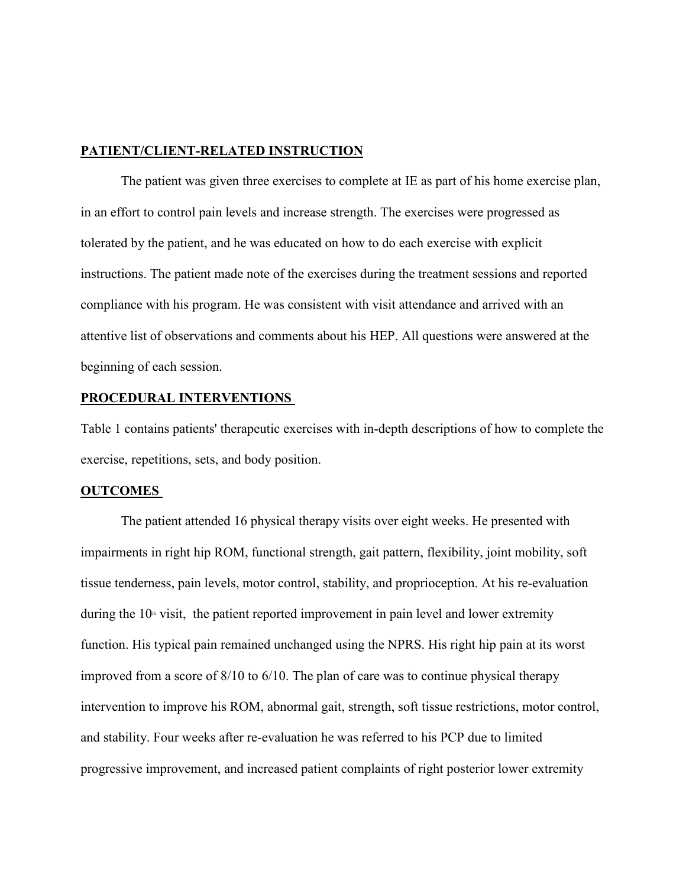## PATIENT/CLIENT-RELATED INSTRUCTION

The patient was given three exercises to complete at IE as part of his home exercise plan, in an effort to control pain levels and increase strength. The exercises were progressed as tolerated by the patient, and he was educated on how to do each exercise with explicit instructions. The patient made note of the exercises during the treatment sessions and reported compliance with his program. He was consistent with visit attendance and arrived with an attentive list of observations and comments about his HEP. All questions were answered at the beginning of each session.

## PROCEDURAL INTERVENTIONS

Table 1 contains patients' therapeutic exercises with in-depth descriptions of how to complete the exercise, repetitions, sets, and body position.

## OUTCOMES

The patient attended 16 physical therapy visits over eight weeks. He presented with impairments in right hip ROM, functional strength, gait pattern, flexibility, joint mobility, soft tissue tenderness, pain levels, motor control, stability, and proprioception. At his re-evaluation during the 10th visit, the patient reported improvement in pain level and lower extremity function. His typical pain remained unchanged using the NPRS. His right hip pain at its worst improved from a score of 8/10 to 6/10. The plan of care was to continue physical therapy intervention to improve his ROM, abnormal gait, strength, soft tissue restrictions, motor control, and stability. Four weeks after re-evaluation he was referred to his PCP due to limited progressive improvement, and increased patient complaints of right posterior lower extremity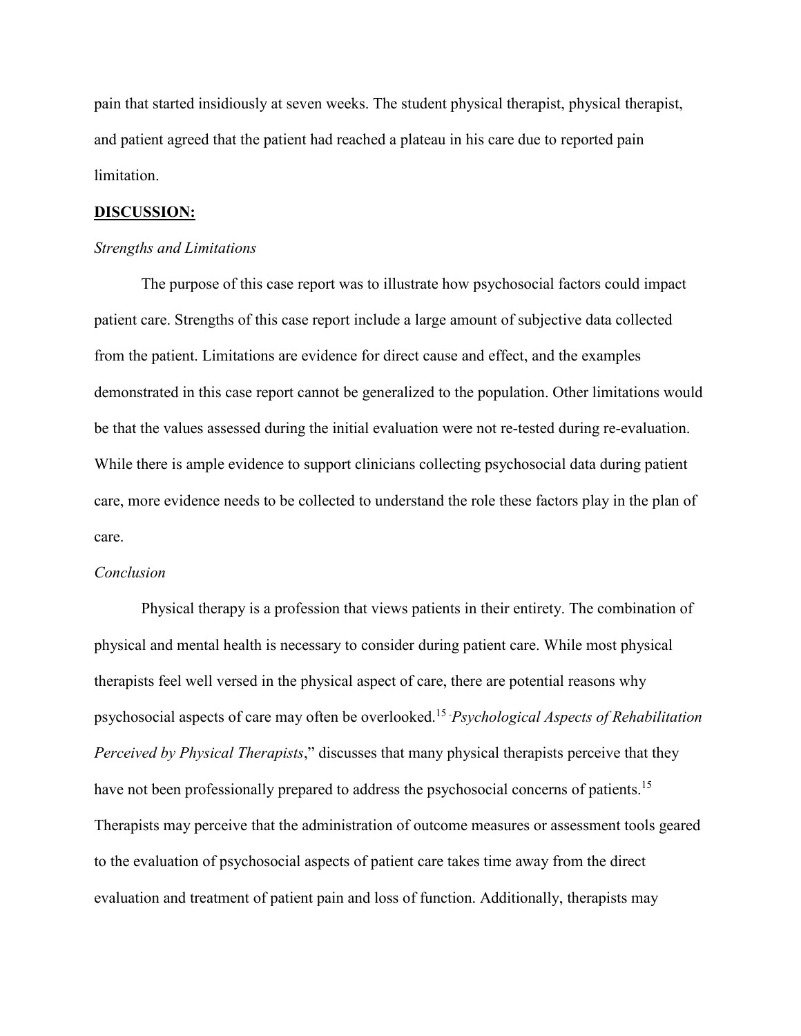pain that started insidiously at seven weeks. The student physical therapist, physical therapist, and patient agreed that the patient had reached a plateau in his care due to reported pain limitation.

## **DISCUSSION:**

### *Strengths and Limitations*

The purpose of this case report was to illustrate how psychosocial factors could impact patient care. Strengths of this case report include a large amount of subjective data collected from the patient. Limitations are evidence for direct cause and effect, and the examples demonstrated in this case report cannot be generalized to the population. Other limitations would be that the values assessed during the initial evaluation were not re-tested during re-evaluation. While there is ample evidence to support clinicians collecting psychosocial data during patient care, more evidence needs to be collected to understand the role these factors play in the plan of care.

### *Conclusion*

Physical therapy is a profession that views patients in their entirety. The combination of physical and mental health is necessary to consider during patient care. While most physical therapists feel well versed in the physical aspect of care, there are potential reasons why psychosocial aspects of care may often be overlooked.[15] "*Psychological Aspects of Rehabilitation Perceived by Physical Therapists*," discusses that many physical therapists perceive that they have not been professionally prepared to address the psychosocial concerns of patients.[15] Therapists may perceive that the administration of outcome measures or assessment tools geared to the evaluation of psychosocial aspects of patient care takes time away from the direct evaluation and treatment of patient pain and loss of function. Additionally, therapists may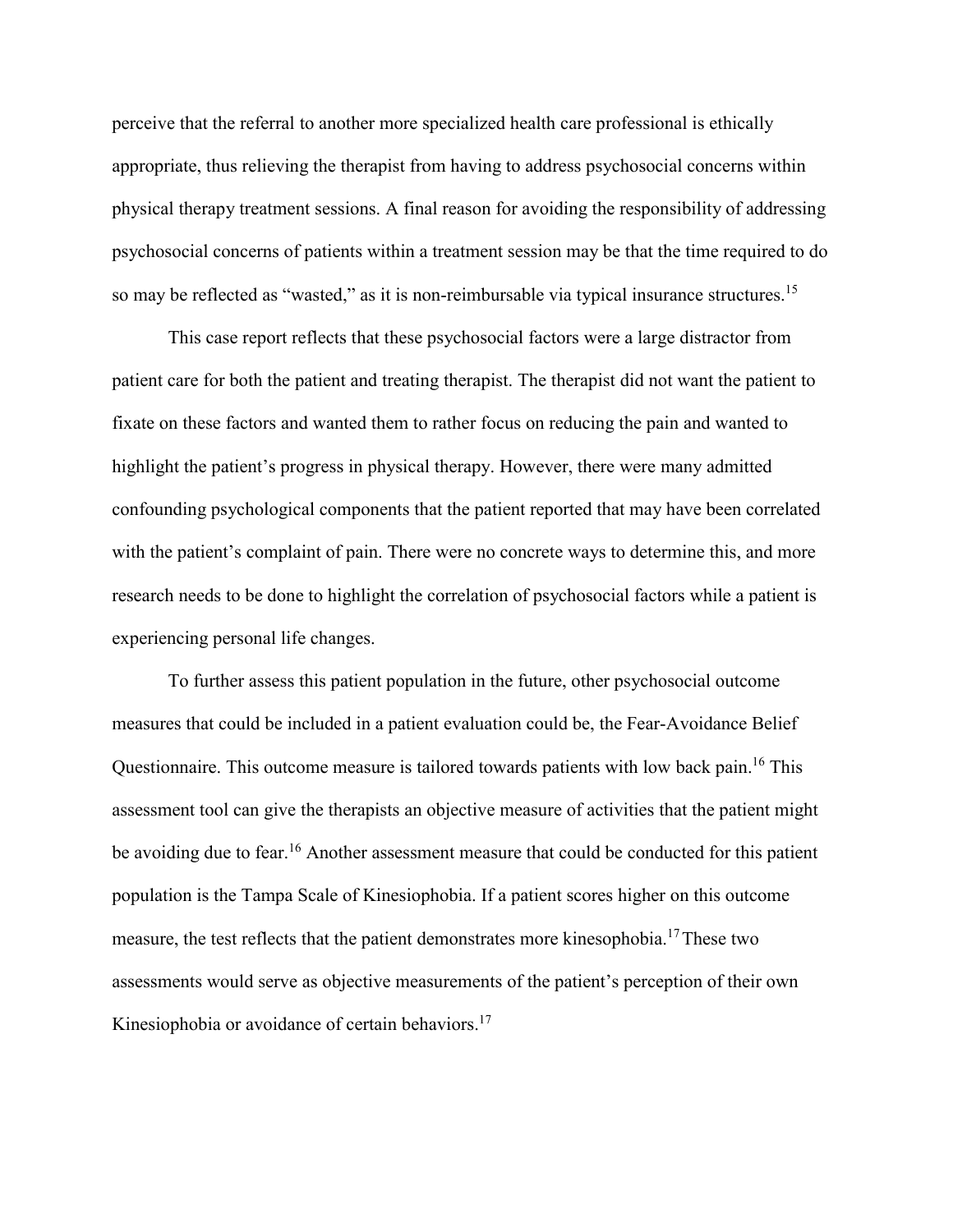perceive that the referral to another more specialized health care professional is ethically appropriate, thus relieving the therapist from having to address psychosocial concerns within physical therapy treatment sessions. A final reason for avoiding the responsibility of addressing psychosocial concerns of patients within a treatment session may be that the time required to do so may be reflected as "wasted," as it is non-reimbursable via typical insurance structures.[15]

This case report reflects that these psychosocial factors were a large distractor from patient care for both the patient and treating therapist. The therapist did not want the patient to fixate on these factors and wanted them to rather focus on reducing the pain and wanted to highlight the patient's progress in physical therapy. However, there were many admitted confounding psychological components that the patient reported that may have been correlated with the patient's complaint of pain. There were no concrete ways to determine this, and more research needs to be done to highlight the correlation of psychosocial factors while a patient is experiencing personal life changes.

To further assess this patient population in the future, other psychosocial outcome measures that could be included in a patient evaluation could be, the Fear-Avoidance Belief Questionnaire. This outcome measure is tailored towards patients with low back pain.[16] This assessment tool can give the therapists an objective measure of activities that the patient might be avoiding due to fear.[16] Another assessment measure that could be conducted for this patient population is the Tampa Scale of Kinesiophobia. If a patient scores higher on this outcome measure, the test reflects that the patient demonstrates more kinesophobia.[17] These two assessments would serve as objective measurements of the patient's perception of their own Kinesiophobia or avoidance of certain behaviors.[17]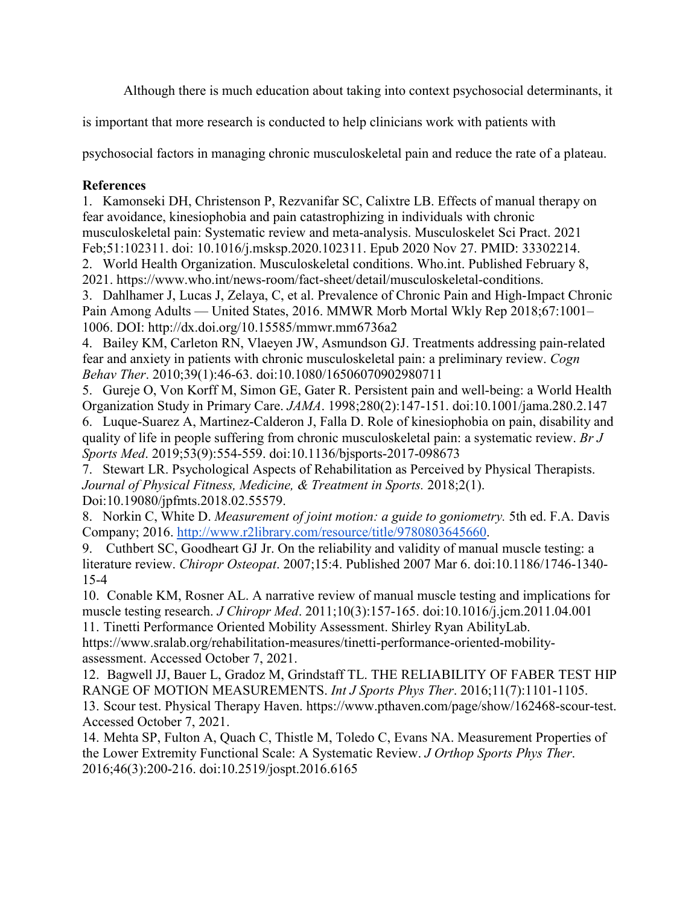Although there is much education about taking into context psychosocial determinants, it is important that more research is conducted to help clinicians work with patients with psychosocial factors in managing chronic musculoskeletal pain and reduce the rate of a plateau.

**References**

1. Kamonseki DH, Christenson P, Rezvanifar SC, Calixtre LB. Effects of manual therapy on fear avoidance, kinesiophobia and pain catastrophizing in individuals with chronic musculoskeletal pain: Systematic review and meta-analysis. Musculoskelet Sci Pract. 2021 Feb;51:102311. doi: 10.1016/j.msksp.2020.102311. Epub 2020 Nov 27. PMID: 33302214.
2. World Health Organization. Musculoskeletal conditions. Who.int. Published February 8, 2021. https://www.who.int/news-room/fact-sheet/detail/musculoskeletal-conditions.
3. Dahlhamer J, Lucas J, Zelaya, C, et al. Prevalence of Chronic Pain and High-Impact Chronic Pain Among Adults — United States, 2016. MMWR Morb Mortal Wkly Rep 2018;67:1001–1006. DOI: http://dx.doi.org/10.15585/mmwr.mm6736a2
4. Bailey KM, Carleton RN, Vlaeyen JW, Asmundson GJ. Treatments addressing pain-related fear and anxiety in patients with chronic musculoskeletal pain: a preliminary review. *Cogn Behav Ther*. 2010;39(1):46-63. doi:10.1080/16506070902980711
5. Gureje O, Von Korff M, Simon GE, Gater R. Persistent pain and well-being: a World Health Organization Study in Primary Care. *JAMA*. 1998;280(2):147-151. doi:10.1001/jama.280.2.147
6. Luque-Suarez A, Martinez-Calderon J, Falla D. Role of kinesiophobia on pain, disability and quality of life in people suffering from chronic musculoskeletal pain: a systematic review. *Br J Sports Med*. 2019;53(9):554-559. doi:10.1136/bjsports-2017-098673
7. Stewart LR. Psychological Aspects of Rehabilitation as Perceived by Physical Therapists. *Journal of Physical Fitness, Medicine, & Treatment in Sports.* 2018;2(1). Doi:10.19080/jpfmts.2018.02.55579.
8. Norkin C, White D. *Measurement of joint motion: a guide to goniometry.* 5th ed. F.A. Davis Company; 2016. http://www.r2library.com/resource/title/9780803645660.
9. Cuthbert SC, Goodheart GJ Jr. On the reliability and validity of manual muscle testing: a literature review. *Chiropr Osteopat*. 2007;15:4. Published 2007 Mar 6. doi:10.1186/1746-1340-15-4
10. Conable KM, Rosner AL. A narrative review of manual muscle testing and implications for muscle testing research. *J Chiropr Med*. 2011;10(3):157-165. doi:10.1016/j.jcm.2011.04.001
11. Tinetti Performance Oriented Mobility Assessment. Shirley Ryan AbilityLab. https://www.sralab.org/rehabilitation-measures/tinetti-performance-oriented-mobility-assessment. Accessed October 7, 2021.
12. Bagwell JJ, Bauer L, Gradoz M, Grindstaff TL. THE RELIABILITY OF FABER TEST HIP RANGE OF MOTION MEASUREMENTS. *Int J Sports Phys Ther*. 2016;11(7):1101-1105.
13. Scour test. Physical Therapy Haven. https://www.pthaven.com/page/show/162468-scour-test. Accessed October 7, 2021.
14. Mehta SP, Fulton A, Quach C, Thistle M, Toledo C, Evans NA. Measurement Properties of the Lower Extremity Functional Scale: A Systematic Review. *J Orthop Sports Phys Ther*. 2016;46(3):200-216. doi:10.2519/jospt.2016.6165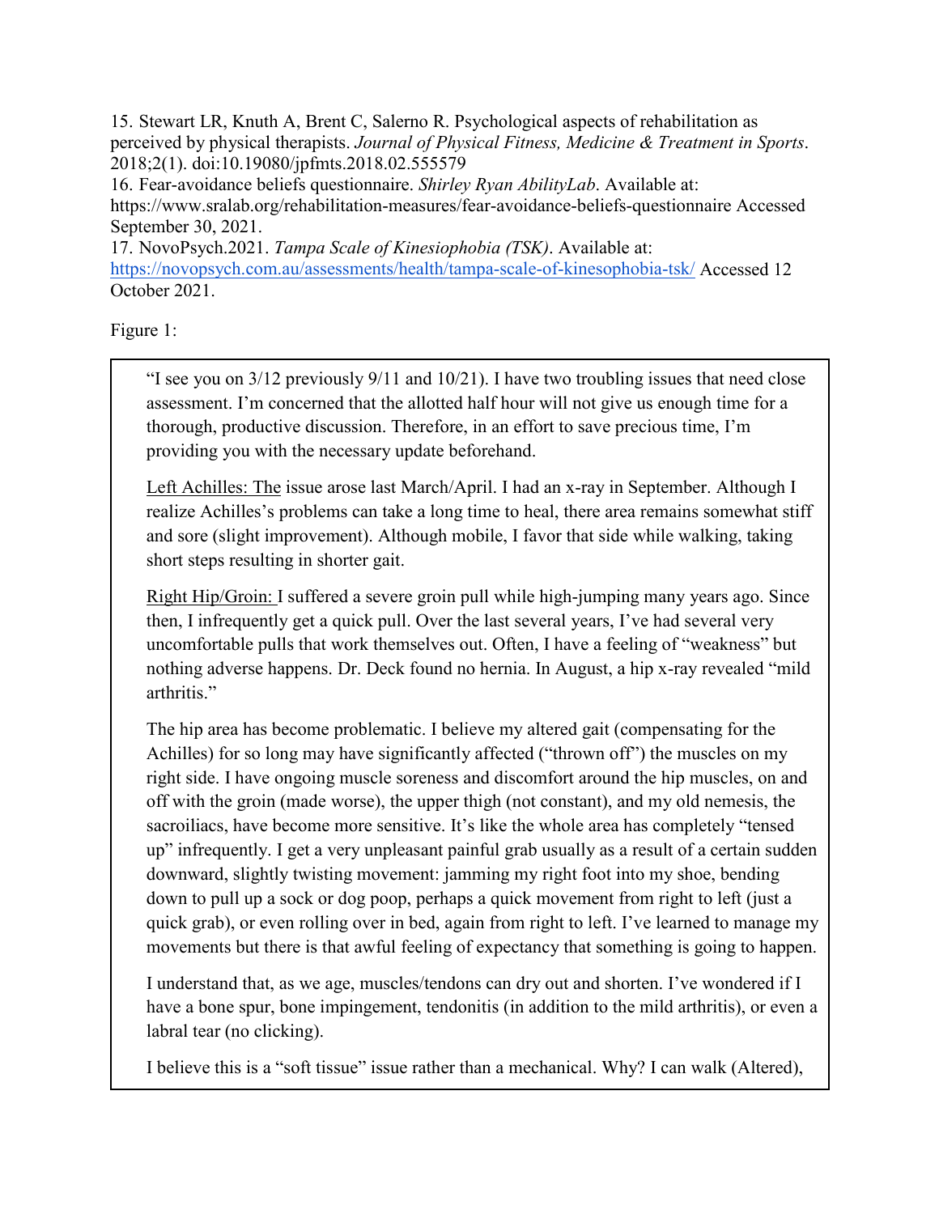15. Stewart LR, Knuth A, Brent C, Salerno R. Psychological aspects of rehabilitation as perceived by physical therapists. *Journal of Physical Fitness, Medicine & Treatment in Sports*. 2018;2(1). doi:10.19080/jpfmts.2018.02.555579

16. Fear-avoidance beliefs questionnaire. *Shirley Ryan AbilityLab*. Available at: https://www.sralab.org/rehabilitation-measures/fear-avoidance-beliefs-questionnaire Accessed September 30, 2021.

17. NovoPsych.2021. *Tampa Scale of Kinesiophobia (TSK)*. Available at: https://novopsych.com.au/assessments/health/tampa-scale-of-kinesophobia-tsk/ Accessed 12 October 2021.

Figure 1:

> "I see you on 3/12 previously 9/11 and 10/21). I have two troubling issues that need close assessment. I'm concerned that the allotted half hour will not give us enough time for a thorough, productive discussion. Therefore, in an effort to save precious time, I'm providing you with the necessary update beforehand.
>
> Left Achilles: The issue arose last March/April. I had an x-ray in September. Although I realize Achilles's problems can take a long time to heal, there area remains somewhat stiff and sore (slight improvement). Although mobile, I favor that side while walking, taking short steps resulting in shorter gait.
>
> Right Hip/Groin: I suffered a severe groin pull while high-jumping many years ago. Since then, I infrequently get a quick pull. Over the last several years, I've had several very uncomfortable pulls that work themselves out. Often, I have a feeling of "weakness" but nothing adverse happens. Dr. Deck found no hernia. In August, a hip x-ray revealed "mild arthritis."
>
> The hip area has become problematic. I believe my altered gait (compensating for the Achilles) for so long may have significantly affected ("thrown off") the muscles on my right side. I have ongoing muscle soreness and discomfort around the hip muscles, on and off with the groin (made worse), the upper thigh (not constant), and my old nemesis, the sacroiliacs, have become more sensitive. It's like the whole area has completely "tensed up" infrequently. I get a very unpleasant painful grab usually as a result of a certain sudden downward, slightly twisting movement: jamming my right foot into my shoe, bending down to pull up a sock or dog poop, perhaps a quick movement from right to left (just a quick grab), or even rolling over in bed, again from right to left. I've learned to manage my movements but there is that awful feeling of expectancy that something is going to happen.
>
> I understand that, as we age, muscles/tendons can dry out and shorten. I've wondered if I have a bone spur, bone impingement, tendonitis (in addition to the mild arthritis), or even a labral tear (no clicking).
>
> I believe this is a "soft tissue" issue rather than a mechanical. Why? I can walk (Altered),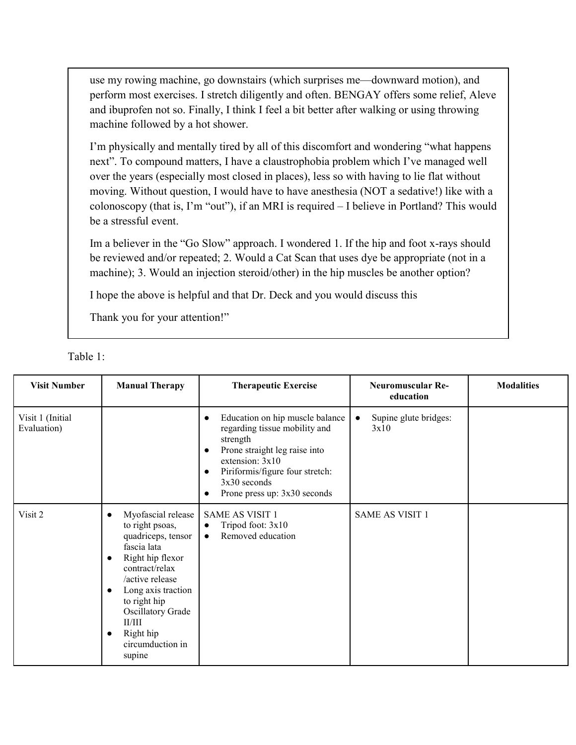use my rowing machine, go downstairs (which surprises me—downward motion), and perform most exercises. I stretch diligently and often. BENGAY offers some relief, Aleve and ibuprofen not so. Finally, I think I feel a bit better after walking or using throwing machine followed by a hot shower.

I'm physically and mentally tired by all of this discomfort and wondering "what happens next". To compound matters, I have a claustrophobia problem which I've managed well over the years (especially most closed in places), less so with having to lie flat without moving. Without question, I would have to have anesthesia (NOT a sedative!) like with a colonoscopy (that is, I'm "out"), if an MRI is required – I believe in Portland? This would be a stressful event.

Im a believer in the "Go Slow" approach. I wondered 1. If the hip and foot x-rays should be reviewed and/or repeated; 2. Would a Cat Scan that uses dye be appropriate (not in a machine); 3. Would an injection steroid/other) in the hip muscles be another option?

I hope the above is helpful and that Dr. Deck and you would discuss this

Thank you for your attention!"

Table 1:

| Visit Number | Manual Therapy | Therapeutic Exercise | Neuromuscular Re-education | Modalities |
|---|---|---|---|---|
| Visit 1 (Initial Evaluation) | | • Education on hip muscle balance regarding tissue mobility and strength<br>• Prone straight leg raise into extension: 3x10<br>• Piriformis/figure four stretch: 3x30 seconds<br>• Prone press up: 3x30 seconds | • Supine glute bridges: 3x10 | |
| Visit 2 | • Myofascial release to right psoas, quadriceps, tensor fascia lata<br>• Right hip flexor contract/relax /active release<br>• Long axis traction to right hip Oscillatory Grade II/III<br>• Right hip circumduction in supine | SAME AS VISIT 1<br>• Tripod foot: 3x10<br>• Removed education | SAME AS VISIT 1 | |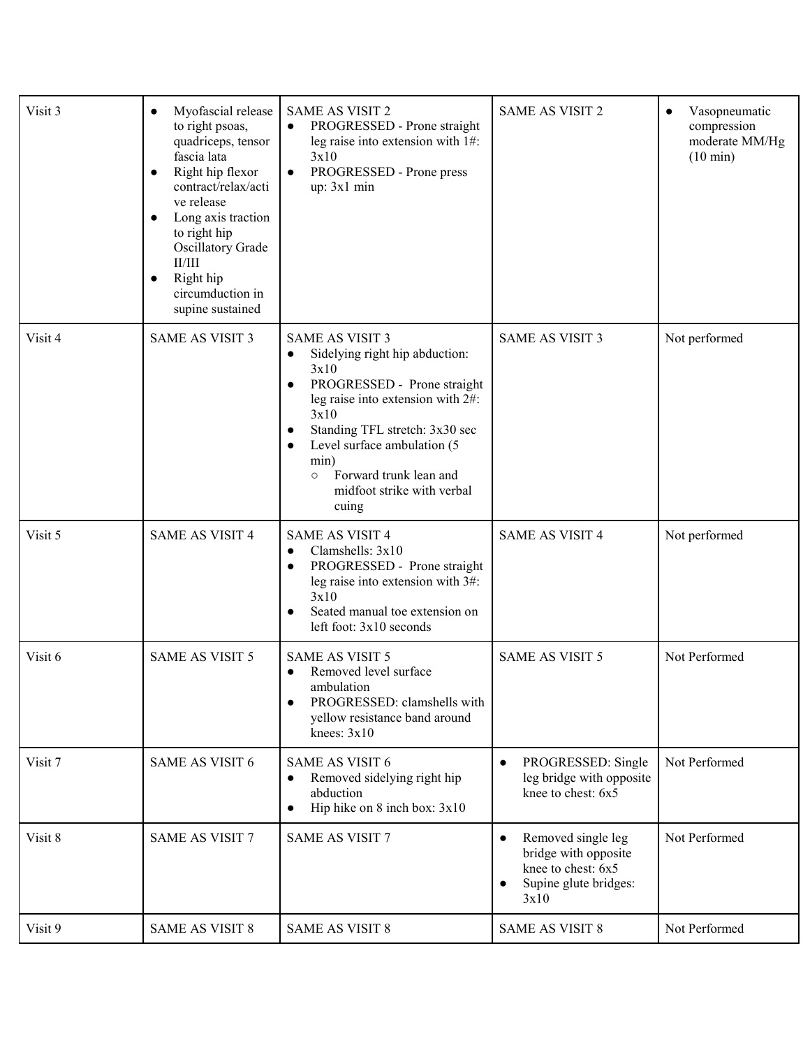| Visit 3 | • Myofascial release to right psoas, quadriceps, tensor fascia lata<br>• Right hip flexor contract/relax/active release<br>• Long axis traction to right hip Oscillatory Grade II/III<br>• Right hip circumduction in supine sustained | SAME AS VISIT 2<br>• PROGRESSED - Prone straight leg raise into extension with 1#: 3x10<br>• PROGRESSED - Prone press up: 3x1 min | SAME AS VISIT 2 | • Vasopneumatic compression moderate MM/Hg (10 min) |
|---|---|---|---|---|
| Visit 4 | SAME AS VISIT 3 | SAME AS VISIT 3<br>• Sidelying right hip abduction: 3x10<br>• PROGRESSED - Prone straight leg raise into extension with 2#: 3x10<br>• Standing TFL stretch: 3x30 sec<br>• Level surface ambulation (5 min)<br>  ○ Forward trunk lean and midfoot strike with verbal cuing | SAME AS VISIT 3 | Not performed |
| Visit 5 | SAME AS VISIT 4 | SAME AS VISIT 4<br>• Clamshells: 3x10<br>• PROGRESSED - Prone straight leg raise into extension with 3#: 3x10<br>• Seated manual toe extension on left foot: 3x10 seconds | SAME AS VISIT 4 | Not performed |
| Visit 6 | SAME AS VISIT 5 | SAME AS VISIT 5<br>• Removed level surface ambulation<br>• PROGRESSED: clamshells with yellow resistance band around knees: 3x10 | SAME AS VISIT 5 | Not Performed |
| Visit 7 | SAME AS VISIT 6 | SAME AS VISIT 6<br>• Removed sidelying right hip abduction<br>• Hip hike on 8 inch box: 3x10 | • PROGRESSED: Single leg bridge with opposite knee to chest: 6x5 | Not Performed |
| Visit 8 | SAME AS VISIT 7 | SAME AS VISIT 7 | • Removed single leg bridge with opposite knee to chest: 6x5<br>• Supine glute bridges: 3x10 | Not Performed |
| Visit 9 | SAME AS VISIT 8 | SAME AS VISIT 8 | SAME AS VISIT 8 | Not Performed |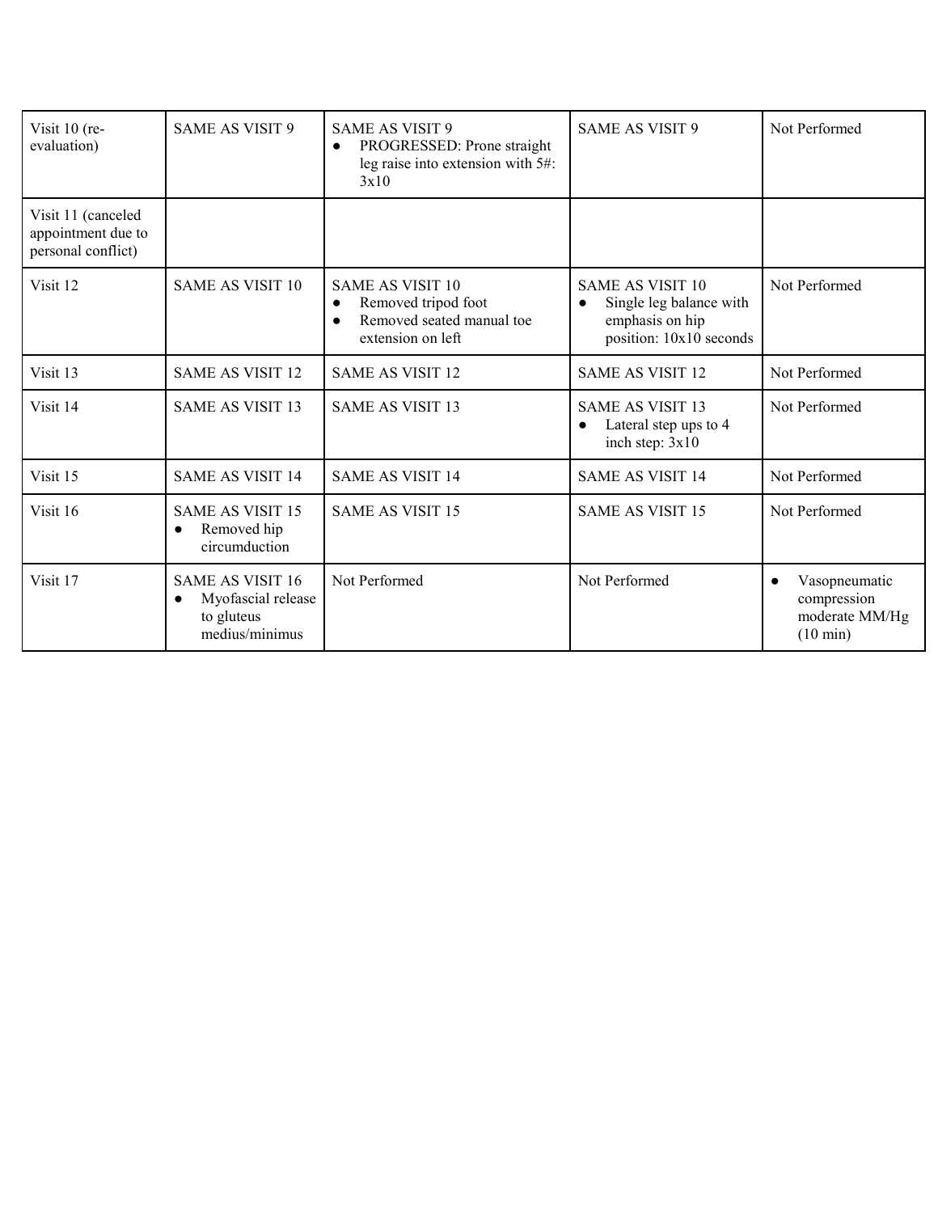| | | | | |
|---|---|---|---|---|
| Visit 10 (re-evaluation) | SAME AS VISIT 9 | SAME AS VISIT 9<br>● PROGRESSED: Prone straight leg raise into extension with 5#: 3x10 | SAME AS VISIT 9 | Not Performed |
| Visit 11 (canceled appointment due to personal conflict) | | | | |
| Visit 12 | SAME AS VISIT 10 | SAME AS VISIT 10<br>● Removed tripod foot<br>● Removed seated manual toe extension on left | SAME AS VISIT 10<br>● Single leg balance with emphasis on hip position: 10x10 seconds | Not Performed |
| Visit 13 | SAME AS VISIT 12 | SAME AS VISIT 12 | SAME AS VISIT 12 | Not Performed |
| Visit 14 | SAME AS VISIT 13 | SAME AS VISIT 13 | SAME AS VISIT 13<br>● Lateral step ups to 4 inch step: 3x10 | Not Performed |
| Visit 15 | SAME AS VISIT 14 | SAME AS VISIT 14 | SAME AS VISIT 14 | Not Performed |
| Visit 16 | SAME AS VISIT 15<br>● Removed hip circumduction | SAME AS VISIT 15 | SAME AS VISIT 15 | Not Performed |
| Visit 17 | SAME AS VISIT 16<br>● Myofascial release to gluteus medius/minimus | Not Performed | Not Performed | ● Vasopneumatic compression moderate MM/Hg (10 min) |